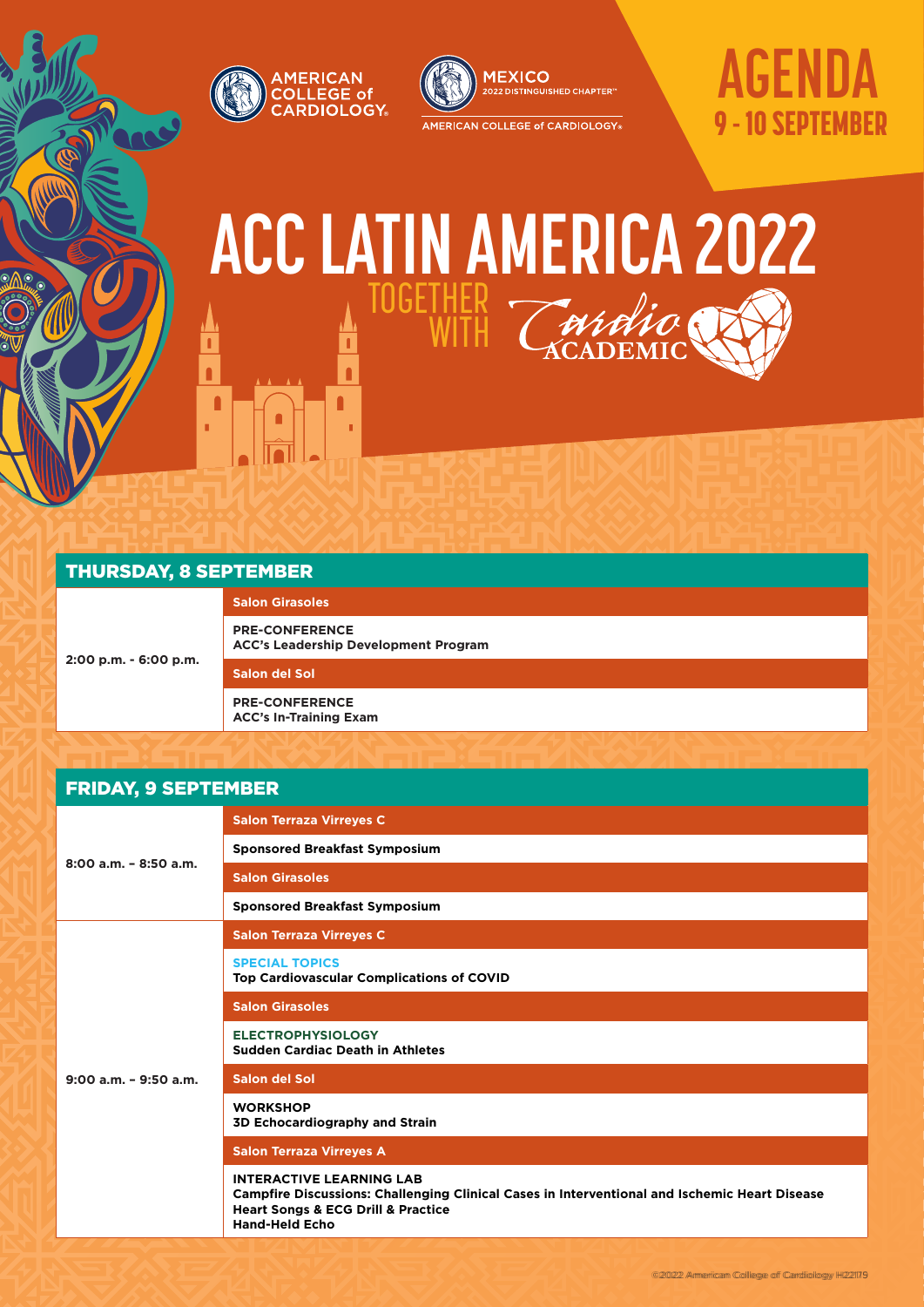AMERICAN COLLEGE of CARDIOLOGY.

MEXICO
2022 DISTINGUISHED CHAPTER™
AMERICAN COLLEGE of CARDIOLOGY.

# AGENDA
## 9 - 10 SEPTEMBER

# ACC LATIN AMERICA 2022

TOGETHER WITH Cardio ACADEMIC

## THURSDAY, 8 SEPTEMBER

| Time | Session |
|---|---|
| 2:00 p.m. - 6:00 p.m. | **Salon Girasoles** |
| | **PRE-CONFERENCE**<br>**ACC's Leadership Development Program** |
| | **Salon del Sol** |
| | **PRE-CONFERENCE**<br>**ACC's In-Training Exam** |

## FRIDAY, 9 SEPTEMBER

| Time | Session |
|---|---|
| 8:00 a.m. – 8:50 a.m. | **Salon Terraza Virreyes C** |
| | **Sponsored Breakfast Symposium** |
| | **Salon Girasoles** |
| | **Sponsored Breakfast Symposium** |
| 9:00 a.m. – 9:50 a.m. | **Salon Terraza Virreyes C** |
| | **SPECIAL TOPICS**<br>**Top Cardiovascular Complications of COVID** |
| | **Salon Girasoles** |
| | **ELECTROPHYSIOLOGY**<br>**Sudden Cardiac Death in Athletes** |
| | **Salon del Sol** |
| | **WORKSHOP**<br>**3D Echocardiography and Strain** |
| | **Salon Terraza Virreyes A** |
| | **INTERACTIVE LEARNING LAB**<br>**Campfire Discussions: Challenging Clinical Cases in Interventional and Ischemic Heart Disease**<br>**Heart Songs & ECG Drill & Practice**<br>**Hand-Held Echo** |

©2022 American College of Cardiology H22179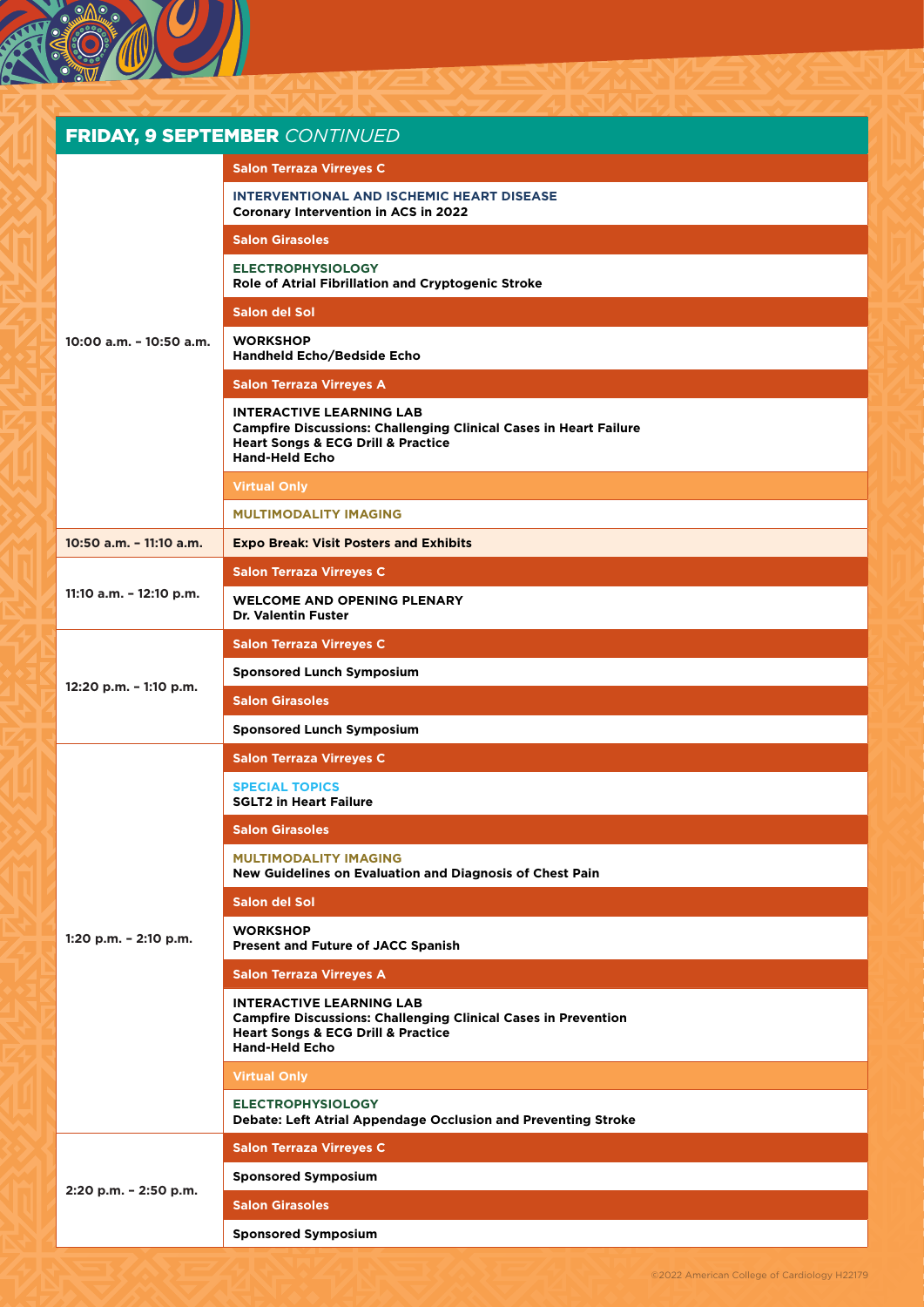## FRIDAY, 9 SEPTEMBER *CONTINUED*

| Time | Session |
|---|---|
| 10:00 a.m. – 10:50 a.m. | **Salon Terraza Virreyes C** |
| | **INTERVENTIONAL AND ISCHEMIC HEART DISEASE**<br>**Coronary Intervention in ACS in 2022** |
| | **Salon Girasoles** |
| | **ELECTROPHYSIOLOGY**<br>**Role of Atrial Fibrillation and Cryptogenic Stroke** |
| | **Salon del Sol** |
| | **WORKSHOP**<br>**Handheld Echo/Bedside Echo** |
| | **Salon Terraza Virreyes A** |
| | **INTERACTIVE LEARNING LAB**<br>**Campfire Discussions: Challenging Clinical Cases in Heart Failure**<br>**Heart Songs & ECG Drill & Practice**<br>**Hand-Held Echo** |
| | **Virtual Only** |
| | **MULTIMODALITY IMAGING** |
| 10:50 a.m. – 11:10 a.m. | **Expo Break: Visit Posters and Exhibits** |
| 11:10 a.m. – 12:10 p.m. | **Salon Terraza Virreyes C** |
| | **WELCOME AND OPENING PLENARY**<br>**Dr. Valentin Fuster** |
| 12:20 p.m. – 1:10 p.m. | **Salon Terraza Virreyes C** |
| | **Sponsored Lunch Symposium** |
| | **Salon Girasoles** |
| | **Sponsored Lunch Symposium** |
| 1:20 p.m. – 2:10 p.m. | **Salon Terraza Virreyes C** |
| | **SPECIAL TOPICS**<br>**SGLT2 in Heart Failure** |
| | **Salon Girasoles** |
| | **MULTIMODALITY IMAGING**<br>**New Guidelines on Evaluation and Diagnosis of Chest Pain** |
| | **Salon del Sol** |
| | **WORKSHOP**<br>**Present and Future of JACC Spanish** |
| | **Salon Terraza Virreyes A** |
| | **INTERACTIVE LEARNING LAB**<br>**Campfire Discussions: Challenging Clinical Cases in Prevention**<br>**Heart Songs & ECG Drill & Practice**<br>**Hand-Held Echo** |
| | **Virtual Only** |
| | **ELECTROPHYSIOLOGY**<br>**Debate: Left Atrial Appendage Occlusion and Preventing Stroke** |
| 2:20 p.m. – 2:50 p.m. | **Salon Terraza Virreyes C** |
| | **Sponsored Symposium** |
| | **Salon Girasoles** |
| | **Sponsored Symposium** |

©2022 American College of Cardiology H22179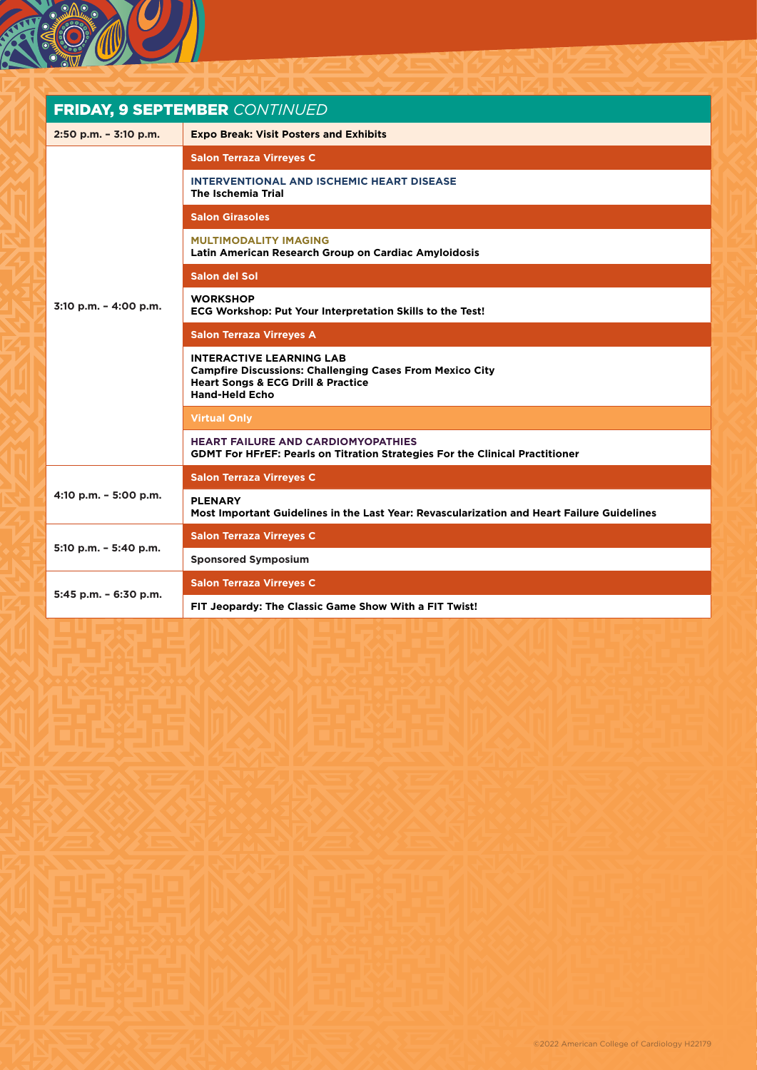## FRIDAY, 9 SEPTEMBER *CONTINUED*

| Time | Session |
|---|---|
| 2:50 p.m. – 3:10 p.m. | **Expo Break: Visit Posters and Exhibits** |
| 3:10 p.m. – 4:00 p.m. | **Salon Terraza Virreyes C** |
| | **INTERVENTIONAL AND ISCHEMIC HEART DISEASE**<br>**The Ischemia Trial** |
| | **Salon Girasoles** |
| | **MULTIMODALITY IMAGING**<br>**Latin American Research Group on Cardiac Amyloidosis** |
| | **Salon del Sol** |
| | **WORKSHOP**<br>**ECG Workshop: Put Your Interpretation Skills to the Test!** |
| | **Salon Terraza Virreyes A** |
| | **INTERACTIVE LEARNING LAB**<br>**Campfire Discussions: Challenging Cases From Mexico City**<br>**Heart Songs & ECG Drill & Practice**<br>**Hand-Held Echo** |
| | **Virtual Only** |
| | **HEART FAILURE AND CARDIOMYOPATHIES**<br>**GDMT For HFrEF: Pearls on Titration Strategies For the Clinical Practitioner** |
| 4:10 p.m. – 5:00 p.m. | **Salon Terraza Virreyes C** |
| | **PLENARY**<br>**Most Important Guidelines in the Last Year: Revascularization and Heart Failure Guidelines** |
| 5:10 p.m. – 5:40 p.m. | **Salon Terraza Virreyes C** |
| | **Sponsored Symposium** |
| 5:45 p.m. – 6:30 p.m. | **Salon Terraza Virreyes C** |
| | **FIT Jeopardy: The Classic Game Show With a FIT Twist!** |

©2022 American College of Cardiology H22179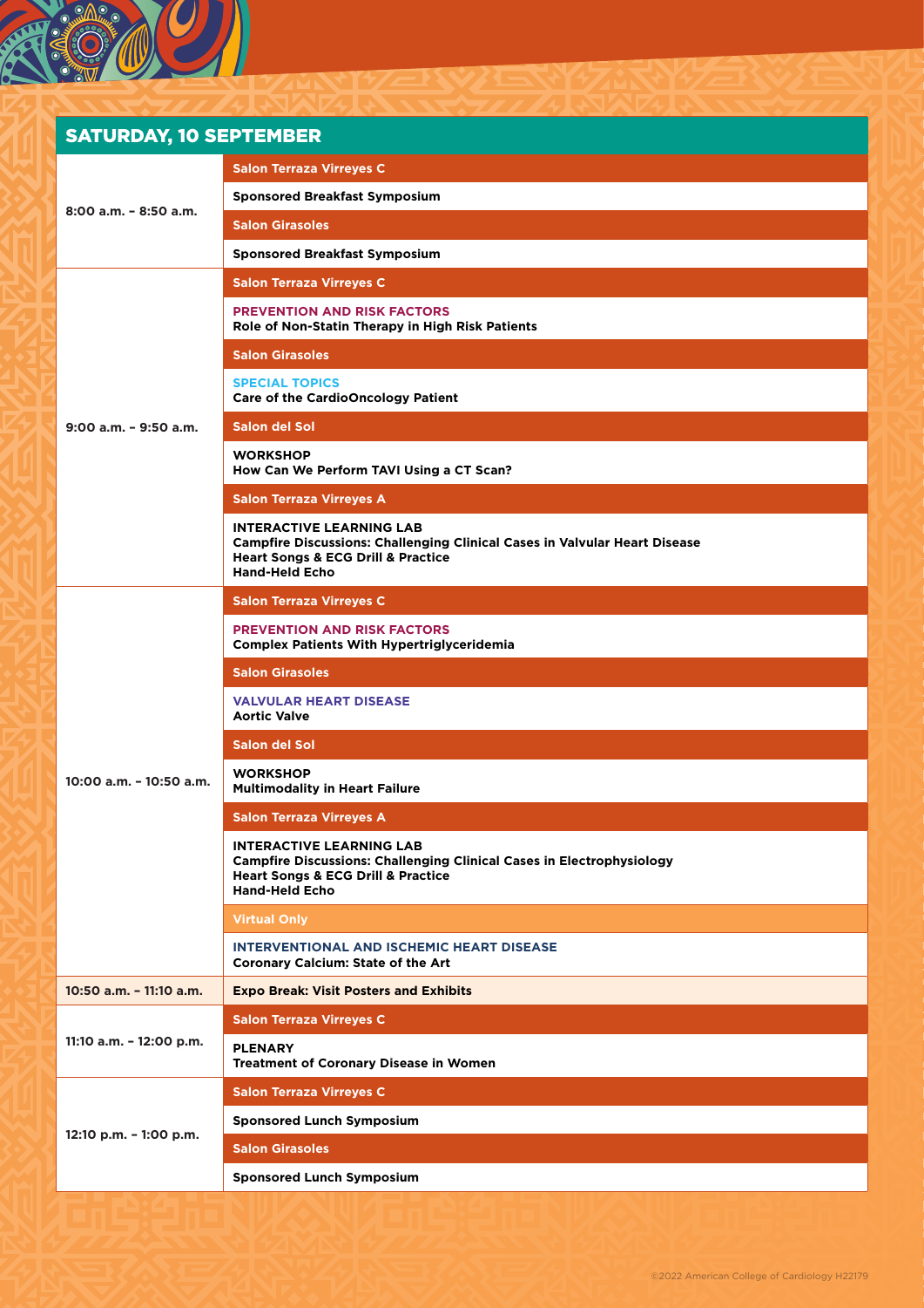## SATURDAY, 10 SEPTEMBER

| Time | Location / Session |
|---|---|
| 8:00 a.m. – 8:50 a.m. | **Salon Terraza Virreyes C** |
| | **Sponsored Breakfast Symposium** |
| | **Salon Girasoles** |
| | **Sponsored Breakfast Symposium** |
| 9:00 a.m. – 9:50 a.m. | **Salon Terraza Virreyes C** |
| | **PREVENTION AND RISK FACTORS**<br>**Role of Non-Statin Therapy in High Risk Patients** |
| | **Salon Girasoles** |
| | **SPECIAL TOPICS**<br>**Care of the CardioOncology Patient** |
| | **Salon del Sol** |
| | **WORKSHOP**<br>**How Can We Perform TAVI Using a CT Scan?** |
| | **Salon Terraza Virreyes A** |
| | **INTERACTIVE LEARNING LAB**<br>**Campfire Discussions: Challenging Clinical Cases in Valvular Heart Disease**<br>**Heart Songs & ECG Drill & Practice**<br>**Hand-Held Echo** |
| 10:00 a.m. – 10:50 a.m. | **Salon Terraza Virreyes C** |
| | **PREVENTION AND RISK FACTORS**<br>**Complex Patients With Hypertriglyceridemia** |
| | **Salon Girasoles** |
| | **VALVULAR HEART DISEASE**<br>**Aortic Valve** |
| | **Salon del Sol** |
| | **WORKSHOP**<br>**Multimodality in Heart Failure** |
| | **Salon Terraza Virreyes A** |
| | **INTERACTIVE LEARNING LAB**<br>**Campfire Discussions: Challenging Clinical Cases in Electrophysiology**<br>**Heart Songs & ECG Drill & Practice**<br>**Hand-Held Echo** |
| | **Virtual Only** |
| | **INTERVENTIONAL AND ISCHEMIC HEART DISEASE**<br>**Coronary Calcium: State of the Art** |
| 10:50 a.m. – 11:10 a.m. | **Expo Break: Visit Posters and Exhibits** |
| 11:10 a.m. – 12:00 p.m. | **Salon Terraza Virreyes C** |
| | **PLENARY**<br>**Treatment of Coronary Disease in Women** |
| 12:10 p.m. – 1:00 p.m. | **Salon Terraza Virreyes C** |
| | **Sponsored Lunch Symposium** |
| | **Salon Girasoles** |
| | **Sponsored Lunch Symposium** |

©2022 American College of Cardiology H22179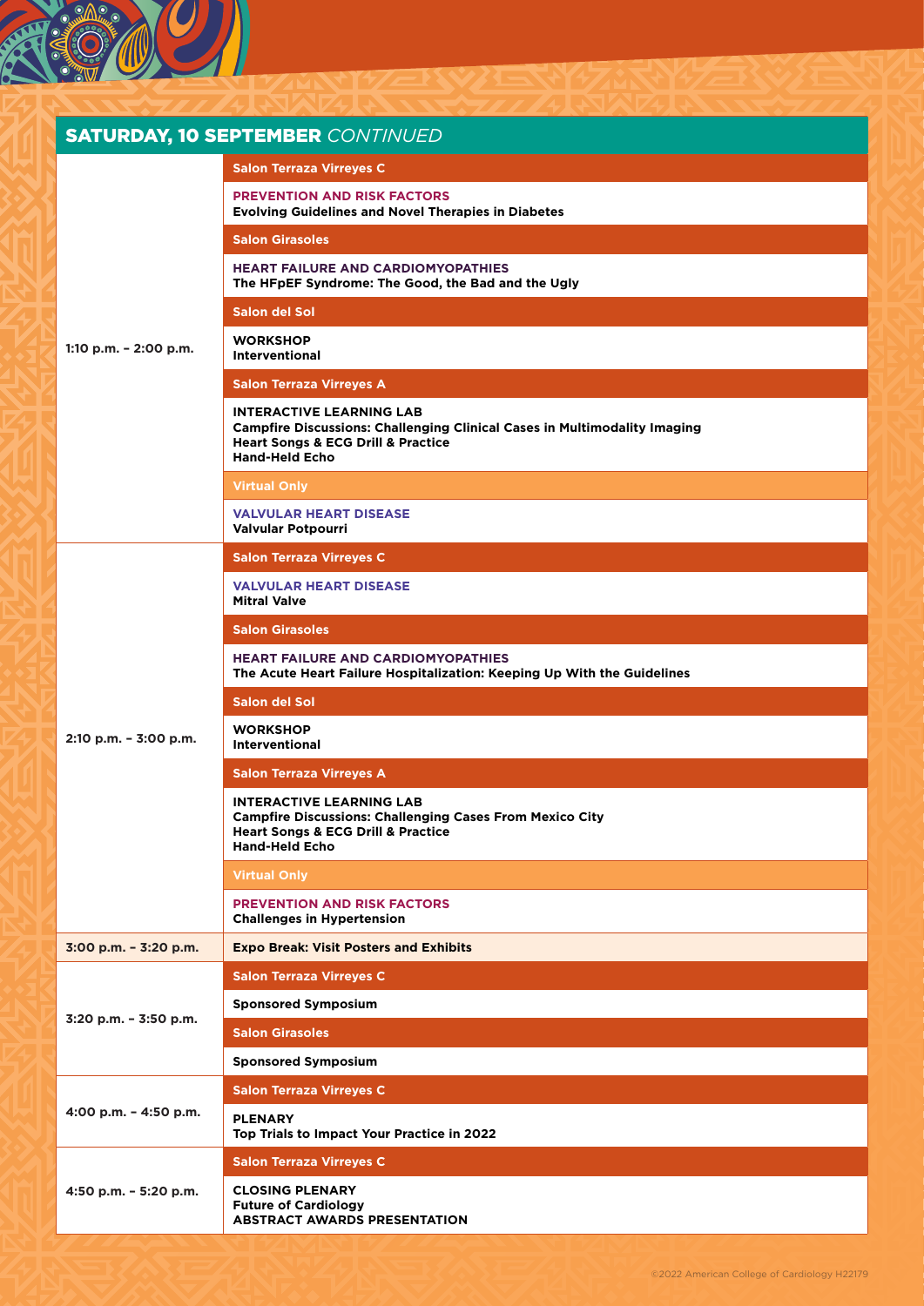## SATURDAY, 10 SEPTEMBER *CONTINUED*

| | |
|---|---|
| 1:10 p.m. – 2:00 p.m. | **Salon Terraza Virreyes C** |
| | **PREVENTION AND RISK FACTORS**<br>Evolving Guidelines and Novel Therapies in Diabetes |
| | **Salon Girasoles** |
| | **HEART FAILURE AND CARDIOMYOPATHIES**<br>The HFpEF Syndrome: The Good, the Bad and the Ugly |
| | **Salon del Sol** |
| | **WORKSHOP**<br>Interventional |
| | **Salon Terraza Virreyes A** |
| | **INTERACTIVE LEARNING LAB**<br>Campfire Discussions: Challenging Clinical Cases in Multimodality Imaging<br>Heart Songs & ECG Drill & Practice<br>Hand-Held Echo |
| | **Virtual Only** |
| | **VALVULAR HEART DISEASE**<br>Valvular Potpourri |
| 2:10 p.m. – 3:00 p.m. | **Salon Terraza Virreyes C** |
| | **VALVULAR HEART DISEASE**<br>Mitral Valve |
| | **Salon Girasoles** |
| | **HEART FAILURE AND CARDIOMYOPATHIES**<br>The Acute Heart Failure Hospitalization: Keeping Up With the Guidelines |
| | **Salon del Sol** |
| | **WORKSHOP**<br>Interventional |
| | **Salon Terraza Virreyes A** |
| | **INTERACTIVE LEARNING LAB**<br>Campfire Discussions: Challenging Cases From Mexico City<br>Heart Songs & ECG Drill & Practice<br>Hand-Held Echo |
| | **Virtual Only** |
| | **PREVENTION AND RISK FACTORS**<br>Challenges in Hypertension |
| 3:00 p.m. – 3:20 p.m. | Expo Break: Visit Posters and Exhibits |
| 3:20 p.m. – 3:50 p.m. | **Salon Terraza Virreyes C** |
| | Sponsored Symposium |
| | **Salon Girasoles** |
| | Sponsored Symposium |
| 4:00 p.m. – 4:50 p.m. | **Salon Terraza Virreyes C** |
| | **PLENARY**<br>Top Trials to Impact Your Practice in 2022 |
| 4:50 p.m. – 5:20 p.m. | **Salon Terraza Virreyes C** |
| | **CLOSING PLENARY**<br>Future of Cardiology<br>ABSTRACT AWARDS PRESENTATION |

©2022 American College of Cardiology H22179